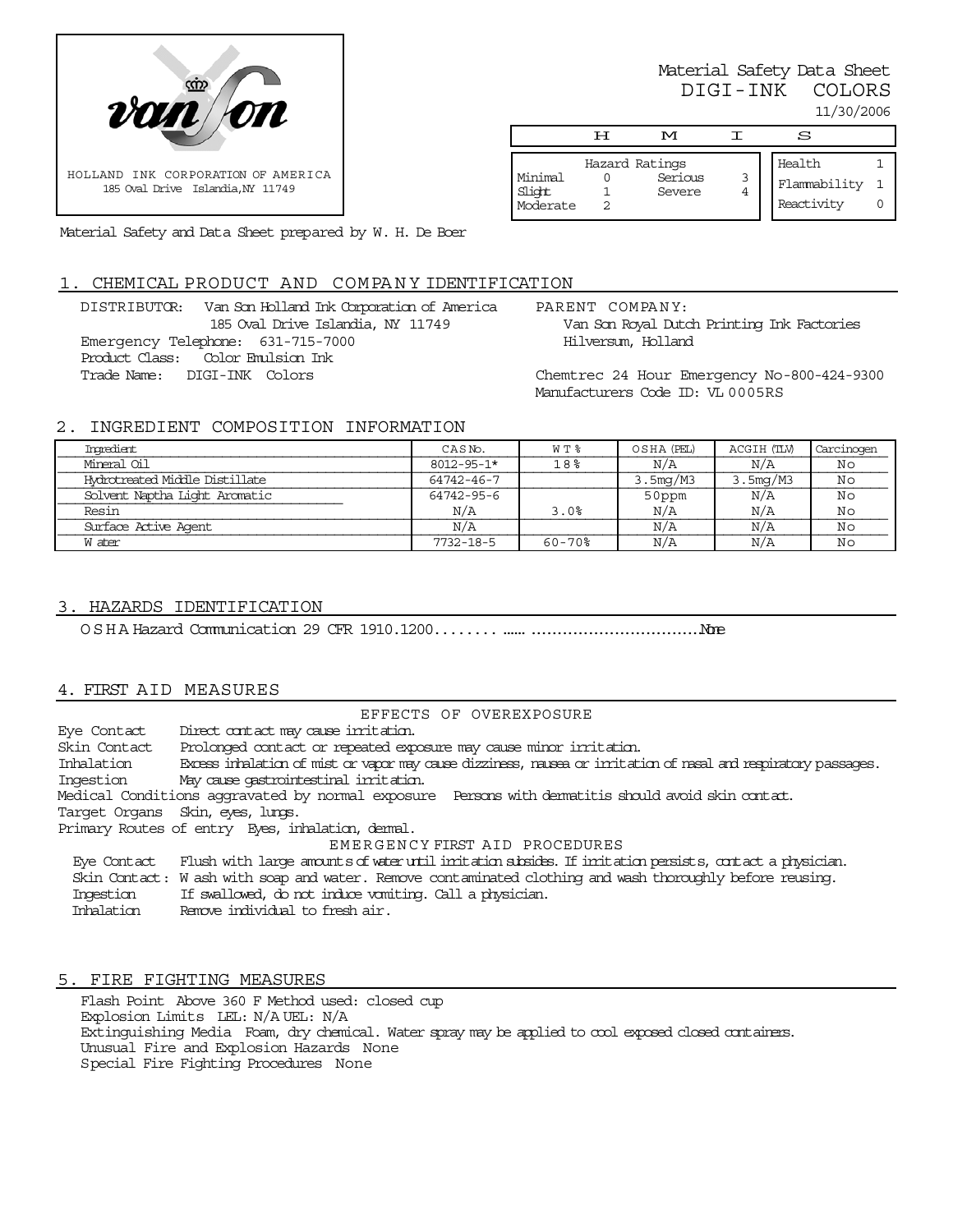van Son

HOLLAND INK CORPORATION OF AMERICA
185 Oval Drive Islandia, NY 11749

Material Safety and Data Sheet prepared by W. H. De Boer

# Material Safety Data Sheet
# DIGI-INK COLORS

11/30/2006

| H | M | I | S |
|---|---|---|---|

| Hazard Ratings | | | |
|---|---|---|---|
| Minimal | 0 | Serious | 3 |
| Slight | 1 | Severe | 4 |
| Moderate | 2 | | |

| | |
|---|---|
| Health | 1 |
| Flammability | 1 |
| Reactivity | 0 |

## 1. CHEMICAL PRODUCT AND COMPANY IDENTIFICATION

DISTRIBUTOR: Van Son Holland Ink Corporation of America
185 Oval Drive Islandia, NY 11749
Emergency Telephone: 631-715-7000
Product Class: Color Emulsion Ink
Trade Name: DIGI-INK Colors

PARENT COMPANY:
Van Son Royal Dutch Printing Ink Factories
Hilversum, Holland

Chemtrec 24 Hour Emergency No-800-424-9300
Manufacturers Code ID: VL 0005RS

## 2. INGREDIENT COMPOSITION INFORMATION

| Ingredient | CAS No. | WT % | OSHA (PEL) | ACGIH (TLV) | Carcinogen |
|---|---|---|---|---|---|
| Mineral Oil | 8012-95-1* | 18% | N/A | N/A | No |
| Hydrotreated Middle Distillate | 64742-46-7 | | 3.5mg/M3 | 3.5mg/M3 | No |
| Solvent Naptha Light Aromatic | 64742-95-6 | | 50ppm | N/A | No |
| Resin | N/A | 3.0% | N/A | N/A | No |
| Surface Active Agent | N/A | | N/A | N/A | No |
| Water | 7732-18-5 | 60-70% | N/A | N/A | No |

## 3. HAZARDS IDENTIFICATION

OSHA Hazard Communication 29 CFR 1910.1200........ ...... ................................None

## 4. FIRST AID MEASURES

EFFECTS OF OVEREXPOSURE

Eye Contact Direct contact may cause irritation.
Skin Contact Prolonged contact or repeated exposure may cause minor irritation.
Inhalation Excess inhalation of mist or vapor may cause dizziness, nausea or irritation of nasal and respiratory passages.
Ingestion May cause gastrointestinal irritation.
Medical Conditions aggravated by normal exposure Persons with dermatitis should avoid skin contact.
Target Organs Skin, eyes, lungs.
Primary Routes of entry Eyes, inhalation, dermal.

EMERGENCY FIRST AID PROCEDURES

Eye Contact Flush with large amounts of water until irritation subsides. If irritation persists, contact a physician.
Skin Contact: Wash with soap and water. Remove contaminated clothing and wash thoroughly before reusing.
Ingestion If swallowed, do not induce vomiting. Call a physician.
Inhalation Remove individual to fresh air.

## 5. FIRE FIGHTING MEASURES

Flash Point Above 360 F Method used: closed cup
Explosion Limits LEL: N/A UEL: N/A
Extinguishing Media Foam, dry chemical. Water spray may be applied to cool exposed closed containers.
Unusual Fire and Explosion Hazards None
Special Fire Fighting Procedures None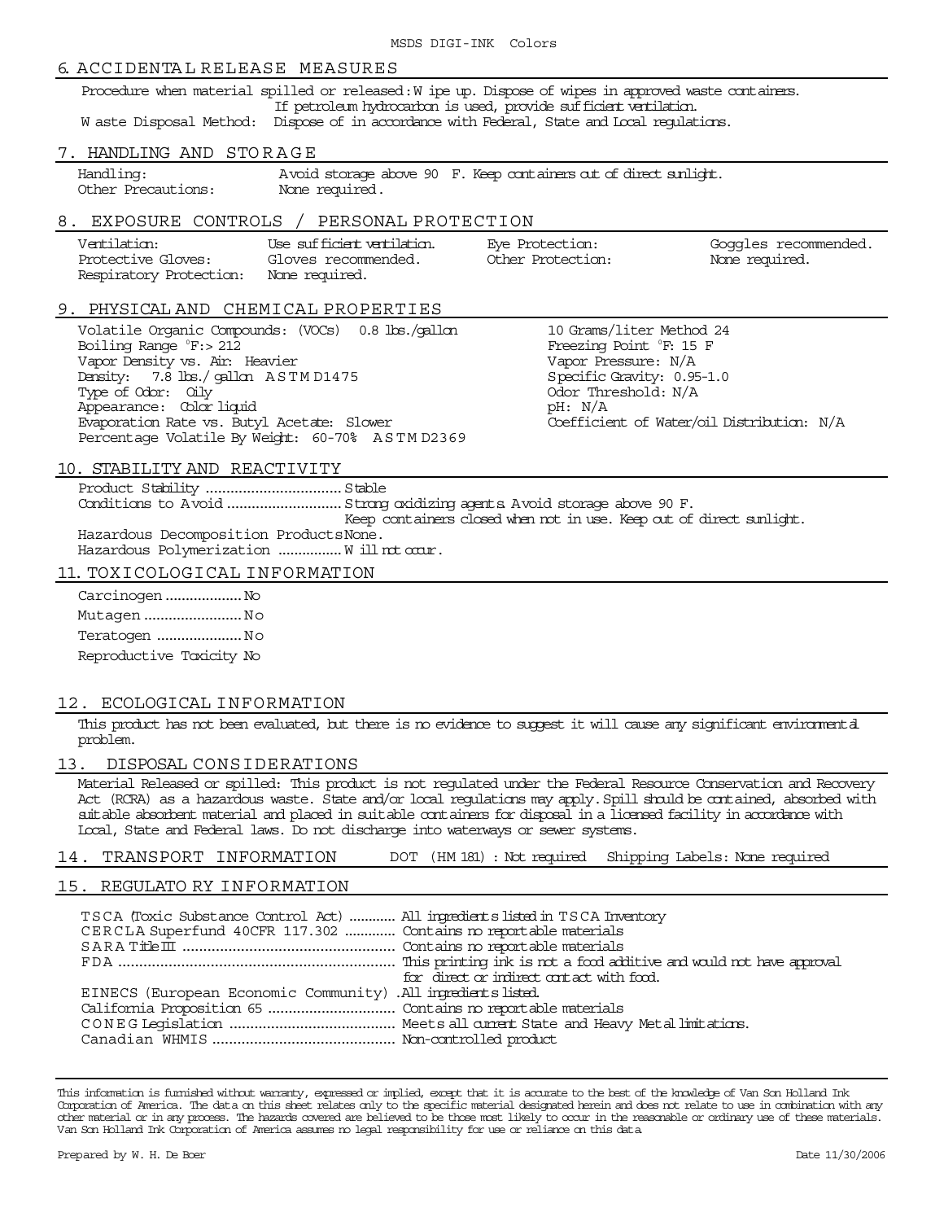## 6. ACCIDENTAL RELEASE MEASURES

Procedure when material spilled or released: Wipe up. Dispose of wipes in approved waste containers. If petroleum hydrocarbon is used, provide sufficient ventilation.

Waste Disposal Method: Dispose of in accordance with Federal, State and Local regulations.

## 7. HANDLING AND STORAGE

Handling: Avoid storage above 90 F. Keep containers out of direct sunlight.

Other Precautions: None required.

## 8. EXPOSURE CONTROLS / PERSONAL PROTECTION

| | | | |
|---|---|---|---|
| Ventilation: | Use sufficient ventilation. | Eye Protection: | Goggles recommended. |
| Protective Gloves: | Gloves recommended. | Other Protection: | None required. |
| Respiratory Protection: | None required. | | |

## 9. PHYSICAL AND CHEMICAL PROPERTIES

Volatile Organic Compounds: (VOCs) 0.8 lbs./gallon — 10 Grams/liter Method 24

Boiling Range °F: > 212

Freezing Point °F: 15 F

Vapor Density vs. Air: Heavier

Vapor Pressure: N/A

Density: 7.8 lbs./gallon ASTM D1475

Specific Gravity: 0.95-1.0

Type of Odor: Oily

Odor Threshold: N/A

Appearance: Color liquid

pH: N/A

Evaporation Rate vs. Butyl Acetate: Slower

Coefficient of Water/oil Distribution: N/A

Percentage Volatile By Weight: 60-70% ASTM D2369

## 10. STABILITY AND REACTIVITY

Product Stability ................................ Stable

Conditions to Avoid ........................... Strong oxidizing agents. Avoid storage above 90 F. Keep containers closed when not in use. Keep out of direct sunlight.

Hazardous Decomposition Products None.

Hazardous Polymerization ............... Will not occur.

## 11. TOXICOLOGICAL INFORMATION

Carcinogen .................. No

Mutagen ....................... No

Teratogen ..................... No

Reproductive Toxicity No

## 12. ECOLOGICAL INFORMATION

This product has not been evaluated, but there is no evidence to suggest it will cause any significant environmental problem.

## 13. DISPOSAL CONSIDERATIONS

Material Released or spilled: This product is not regulated under the Federal Resource Conservation and Recovery Act (RCRA) as a hazardous waste. State and/or local regulations may apply. Spill should be contained, absorbed with suitable absorbent material and placed in suitable containers for disposal in a licensed facility in accordance with Local, State and Federal laws. Do not discharge into waterways or sewer systems.

## 14. TRANSPORT INFORMATION

DOT (HM 181) : Not required   Shipping Labels: None required

## 15. REGULATORY INFORMATION

TSCA (Toxic Substance Control Act) ............ All ingredients listed in TSCA Inventory

CERCLA Superfund 40CFR 117.302 ............ Contains no reportable materials

SARA Title III .................................................. Contains no reportable materials

FDA ................................................................. This printing ink is not a food additive and would not have approval for direct or indirect contact with food.

EINECS (European Economic Community) . All ingredients listed.

California Proposition 65 ............................... Contains no reportable materials

CONEG Legislation ........................................ Meets all current State and Heavy Metal limitations.

Canadian WHMIS ............................................ Non-controlled product

This information is furnished without warranty, expressed or implied, except that it is accurate to the best of the knowledge of Van Son Holland Ink Corporation of America. The data on this sheet relates only to the specific material designated herein and does not relate to use in combination with any other material or in any process. The hazards covered are believed to be those most likely to occur in the reasonable or ordinary use of these materials. Van Son Holland Ink Corporation of America assumes no legal responsibility for use or reliance on this data.

Prepared by W. H. De Boer

Date 11/30/2006